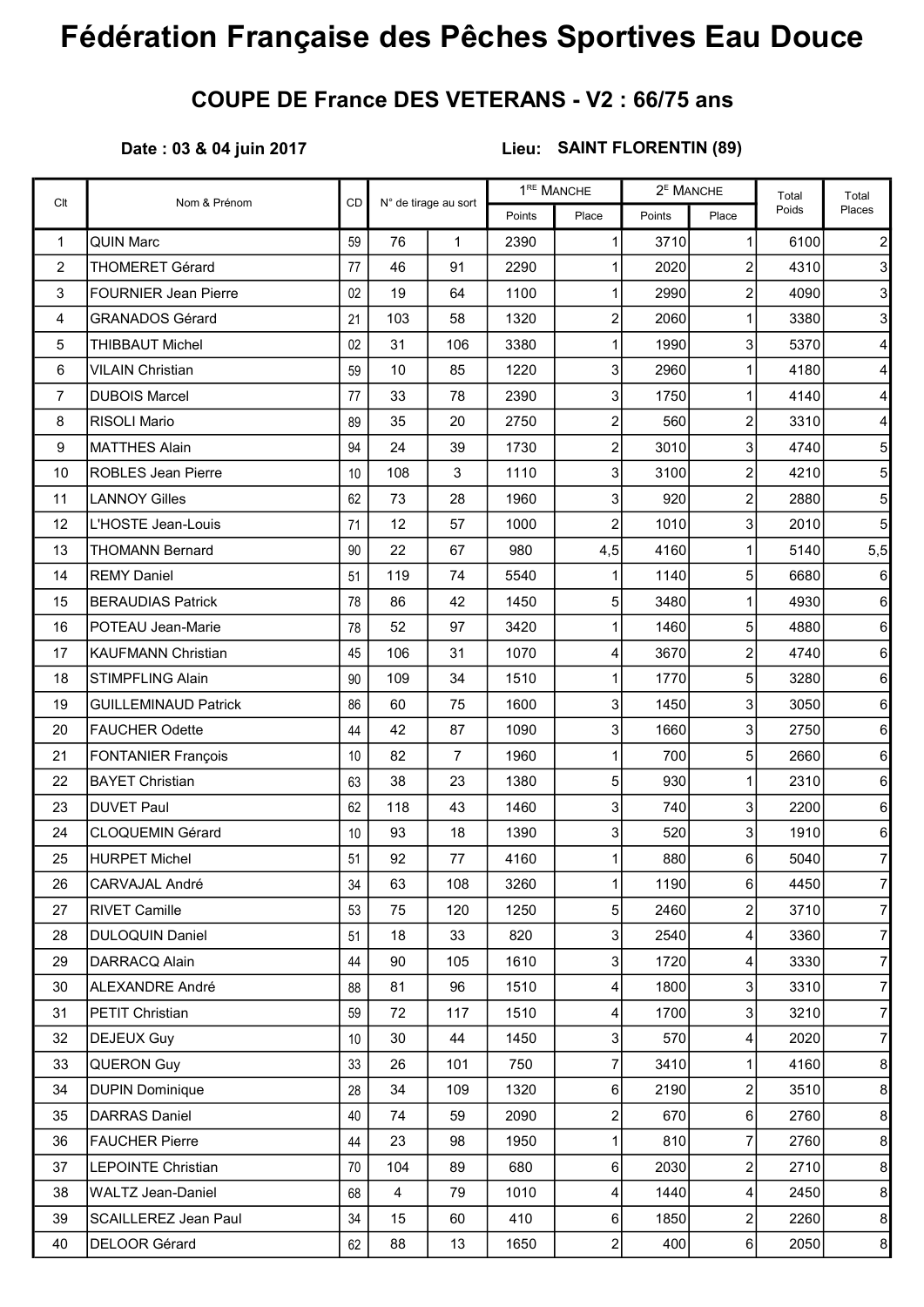# Fédération Française des Pêches Sportives Eau Douce

## COUPE DE France DES VETERANS - V2 : 66/75 ans

**Date : 03 & 04 juin 2017** **Lieu: SAINT FLORENTIN (89)**

| Clt | Nom & Prénom | CD | N° de tirage au sort | | 1RE MANCHE | | 2E MANCHE | | Total Poids | Total Places |
|---|---|---|---|---|---|---|---|---|---|---|
| | | | | | Points | Place | Points | Place | | |
| 1 | QUIN Marc | 59 | 76 | 1 | 2390 | 1 | 3710 | 1 | 6100 | 2 |
| 2 | THOMERET Gérard | 77 | 46 | 91 | 2290 | 1 | 2020 | 2 | 4310 | 3 |
| 3 | FOURNIER Jean Pierre | 02 | 19 | 64 | 1100 | 1 | 2990 | 2 | 4090 | 3 |
| 4 | GRANADOS Gérard | 21 | 103 | 58 | 1320 | 2 | 2060 | 1 | 3380 | 3 |
| 5 | THIBBAUT Michel | 02 | 31 | 106 | 3380 | 1 | 1990 | 3 | 5370 | 4 |
| 6 | VILAIN Christian | 59 | 10 | 85 | 1220 | 3 | 2960 | 1 | 4180 | 4 |
| 7 | DUBOIS Marcel | 77 | 33 | 78 | 2390 | 3 | 1750 | 1 | 4140 | 4 |
| 8 | RISOLI Mario | 89 | 35 | 20 | 2750 | 2 | 560 | 2 | 3310 | 4 |
| 9 | MATTHES Alain | 94 | 24 | 39 | 1730 | 2 | 3010 | 3 | 4740 | 5 |
| 10 | ROBLES Jean Pierre | 10 | 108 | 3 | 1110 | 3 | 3100 | 2 | 4210 | 5 |
| 11 | LANNOY Gilles | 62 | 73 | 28 | 1960 | 3 | 920 | 2 | 2880 | 5 |
| 12 | L'HOSTE Jean-Louis | 71 | 12 | 57 | 1000 | 2 | 1010 | 3 | 2010 | 5 |
| 13 | THOMANN Bernard | 90 | 22 | 67 | 980 | 4,5 | 4160 | 1 | 5140 | 5,5 |
| 14 | REMY Daniel | 51 | 119 | 74 | 5540 | 1 | 1140 | 5 | 6680 | 6 |
| 15 | BERAUDIAS Patrick | 78 | 86 | 42 | 1450 | 5 | 3480 | 1 | 4930 | 6 |
| 16 | POTEAU Jean-Marie | 78 | 52 | 97 | 3420 | 1 | 1460 | 5 | 4880 | 6 |
| 17 | KAUFMANN Christian | 45 | 106 | 31 | 1070 | 4 | 3670 | 2 | 4740 | 6 |
| 18 | STIMPFLING Alain | 90 | 109 | 34 | 1510 | 1 | 1770 | 5 | 3280 | 6 |
| 19 | GUILLEMINAUD Patrick | 86 | 60 | 75 | 1600 | 3 | 1450 | 3 | 3050 | 6 |
| 20 | FAUCHER Odette | 44 | 42 | 87 | 1090 | 3 | 1660 | 3 | 2750 | 6 |
| 21 | FONTANIER François | 10 | 82 | 7 | 1960 | 1 | 700 | 5 | 2660 | 6 |
| 22 | BAYET Christian | 63 | 38 | 23 | 1380 | 5 | 930 | 1 | 2310 | 6 |
| 23 | DUVET Paul | 62 | 118 | 43 | 1460 | 3 | 740 | 3 | 2200 | 6 |
| 24 | CLOQUEMIN Gérard | 10 | 93 | 18 | 1390 | 3 | 520 | 3 | 1910 | 6 |
| 25 | HURPET Michel | 51 | 92 | 77 | 4160 | 1 | 880 | 6 | 5040 | 7 |
| 26 | CARVAJAL André | 34 | 63 | 108 | 3260 | 1 | 1190 | 6 | 4450 | 7 |
| 27 | RIVET Camille | 53 | 75 | 120 | 1250 | 5 | 2460 | 2 | 3710 | 7 |
| 28 | DULOQUIN Daniel | 51 | 18 | 33 | 820 | 3 | 2540 | 4 | 3360 | 7 |
| 29 | DARRACQ Alain | 44 | 90 | 105 | 1610 | 3 | 1720 | 4 | 3330 | 7 |
| 30 | ALEXANDRE André | 88 | 81 | 96 | 1510 | 4 | 1800 | 3 | 3310 | 7 |
| 31 | PETIT Christian | 59 | 72 | 117 | 1510 | 4 | 1700 | 3 | 3210 | 7 |
| 32 | DEJEUX Guy | 10 | 30 | 44 | 1450 | 3 | 570 | 4 | 2020 | 7 |
| 33 | QUERON Guy | 33 | 26 | 101 | 750 | 7 | 3410 | 1 | 4160 | 8 |
| 34 | DUPIN Dominique | 28 | 34 | 109 | 1320 | 6 | 2190 | 2 | 3510 | 8 |
| 35 | DARRAS Daniel | 40 | 74 | 59 | 2090 | 2 | 670 | 6 | 2760 | 8 |
| 36 | FAUCHER Pierre | 44 | 23 | 98 | 1950 | 1 | 810 | 7 | 2760 | 8 |
| 37 | LEPOINTE Christian | 70 | 104 | 89 | 680 | 6 | 2030 | 2 | 2710 | 8 |
| 38 | WALTZ Jean-Daniel | 68 | 4 | 79 | 1010 | 4 | 1440 | 4 | 2450 | 8 |
| 39 | SCAILLEREZ Jean Paul | 34 | 15 | 60 | 410 | 6 | 1850 | 2 | 2260 | 8 |
| 40 | DELOOR Gérard | 62 | 88 | 13 | 1650 | 2 | 400 | 6 | 2050 | 8 |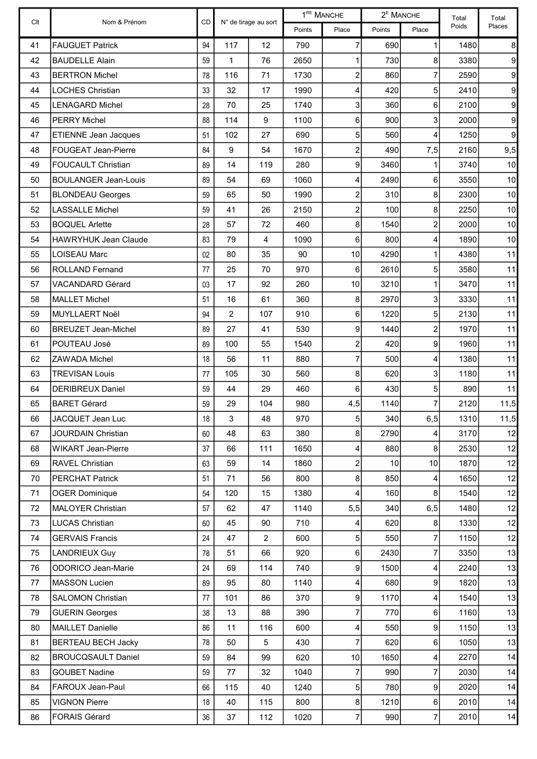| Clt | Nom & Prénom | CD | N° de tirage au sort | | 1[RE] MANCHE | | 2[E] MANCHE | | Total Poids | Total Places |
|---|---|---|---|---|---|---|---|---|---|---|
| | | | | | Points | Place | Points | Place | | |
| 41 | FAUGUET Patrick | 94 | 117 | 12 | 790 | 7 | 690 | 1 | 1480 | 8 |
| 42 | BAUDELLE Alain | 59 | 1 | 76 | 2650 | 1 | 730 | 8 | 3380 | 9 |
| 43 | BERTRON Michel | 78 | 116 | 71 | 1730 | 2 | 860 | 7 | 2590 | 9 |
| 44 | LOCHES Christian | 33 | 32 | 17 | 1990 | 4 | 420 | 5 | 2410 | 9 |
| 45 | LENAGARD Michel | 28 | 70 | 25 | 1740 | 3 | 360 | 6 | 2100 | 9 |
| 46 | PERRY Michel | 88 | 114 | 9 | 1100 | 6 | 900 | 3 | 2000 | 9 |
| 47 | ETIENNE Jean Jacques | 51 | 102 | 27 | 690 | 5 | 560 | 4 | 1250 | 9 |
| 48 | FOUGEAT Jean-Pierre | 84 | 9 | 54 | 1670 | 2 | 490 | 7,5 | 2160 | 9,5 |
| 49 | FOUCAULT Christian | 89 | 14 | 119 | 280 | 9 | 3460 | 1 | 3740 | 10 |
| 50 | BOULANGER Jean-Louis | 89 | 54 | 69 | 1060 | 4 | 2490 | 6 | 3550 | 10 |
| 51 | BLONDEAU Georges | 59 | 65 | 50 | 1990 | 2 | 310 | 8 | 2300 | 10 |
| 52 | LASSALLE Michel | 59 | 41 | 26 | 2150 | 2 | 100 | 8 | 2250 | 10 |
| 53 | BOQUEL Arlette | 28 | 57 | 72 | 460 | 8 | 1540 | 2 | 2000 | 10 |
| 54 | HAWRYHUK Jean Claude | 83 | 79 | 4 | 1090 | 6 | 800 | 4 | 1890 | 10 |
| 55 | LOISEAU Marc | 02 | 80 | 35 | 90 | 10 | 4290 | 1 | 4380 | 11 |
| 56 | ROLLAND Fernand | 77 | 25 | 70 | 970 | 6 | 2610 | 5 | 3580 | 11 |
| 57 | VACANDARD Gérard | 03 | 17 | 92 | 260 | 10 | 3210 | 1 | 3470 | 11 |
| 58 | MALLET Michel | 51 | 16 | 61 | 360 | 8 | 2970 | 3 | 3330 | 11 |
| 59 | MUYLLAERT Noël | 94 | 2 | 107 | 910 | 6 | 1220 | 5 | 2130 | 11 |
| 60 | BREUZET Jean-Michel | 89 | 27 | 41 | 530 | 9 | 1440 | 2 | 1970 | 11 |
| 61 | POUTEAU José | 89 | 100 | 55 | 1540 | 2 | 420 | 9 | 1960 | 11 |
| 62 | ZAWADA Michel | 18 | 56 | 11 | 880 | 7 | 500 | 4 | 1380 | 11 |
| 63 | TREVISAN Louis | 77 | 105 | 30 | 560 | 8 | 620 | 3 | 1180 | 11 |
| 64 | DERIBREUX Daniel | 59 | 44 | 29 | 460 | 6 | 430 | 5 | 890 | 11 |
| 65 | BARET Gérard | 59 | 29 | 104 | 980 | 4,5 | 1140 | 7 | 2120 | 11,5 |
| 66 | JACQUET Jean Luc | 18 | 3 | 48 | 970 | 5 | 340 | 6,5 | 1310 | 11,5 |
| 67 | JOURDAIN Christian | 60 | 48 | 63 | 380 | 8 | 2790 | 4 | 3170 | 12 |
| 68 | WIKART Jean-Pierre | 37 | 66 | 111 | 1650 | 4 | 880 | 8 | 2530 | 12 |
| 69 | RAVEL Christian | 63 | 59 | 14 | 1860 | 2 | 10 | 10 | 1870 | 12 |
| 70 | PERCHAT Patrick | 51 | 71 | 56 | 800 | 8 | 850 | 4 | 1650 | 12 |
| 71 | OGER Dominique | 54 | 120 | 15 | 1380 | 4 | 160 | 8 | 1540 | 12 |
| 72 | MALOYER Christian | 57 | 62 | 47 | 1140 | 5,5 | 340 | 6,5 | 1480 | 12 |
| 73 | LUCAS Christian | 60 | 45 | 90 | 710 | 4 | 620 | 8 | 1330 | 12 |
| 74 | GERVAIS Francis | 24 | 47 | 2 | 600 | 5 | 550 | 7 | 1150 | 12 |
| 75 | LANDRIEUX Guy | 78 | 51 | 66 | 920 | 6 | 2430 | 7 | 3350 | 13 |
| 76 | ODORICO Jean-Marie | 24 | 69 | 114 | 740 | 9 | 1500 | 4 | 2240 | 13 |
| 77 | MASSON Lucien | 89 | 95 | 80 | 1140 | 4 | 680 | 9 | 1820 | 13 |
| 78 | SALOMON Christian | 77 | 101 | 86 | 370 | 9 | 1170 | 4 | 1540 | 13 |
| 79 | GUERIN Georges | 38 | 13 | 88 | 390 | 7 | 770 | 6 | 1160 | 13 |
| 80 | MAILLET Danielle | 86 | 11 | 116 | 600 | 4 | 550 | 9 | 1150 | 13 |
| 81 | BERTEAU BECH Jacky | 78 | 50 | 5 | 430 | 7 | 620 | 6 | 1050 | 13 |
| 82 | BROUCQSAULT Daniel | 59 | 84 | 99 | 620 | 10 | 1650 | 4 | 2270 | 14 |
| 83 | GOUBET Nadine | 59 | 77 | 32 | 1040 | 7 | 990 | 7 | 2030 | 14 |
| 84 | FAROUX Jean-Paul | 66 | 115 | 40 | 1240 | 5 | 780 | 9 | 2020 | 14 |
| 85 | VIGNON Pierre | 18 | 40 | 115 | 800 | 8 | 1210 | 6 | 2010 | 14 |
| 86 | FORAIS Gérard | 36 | 37 | 112 | 1020 | 7 | 990 | 7 | 2010 | 14 |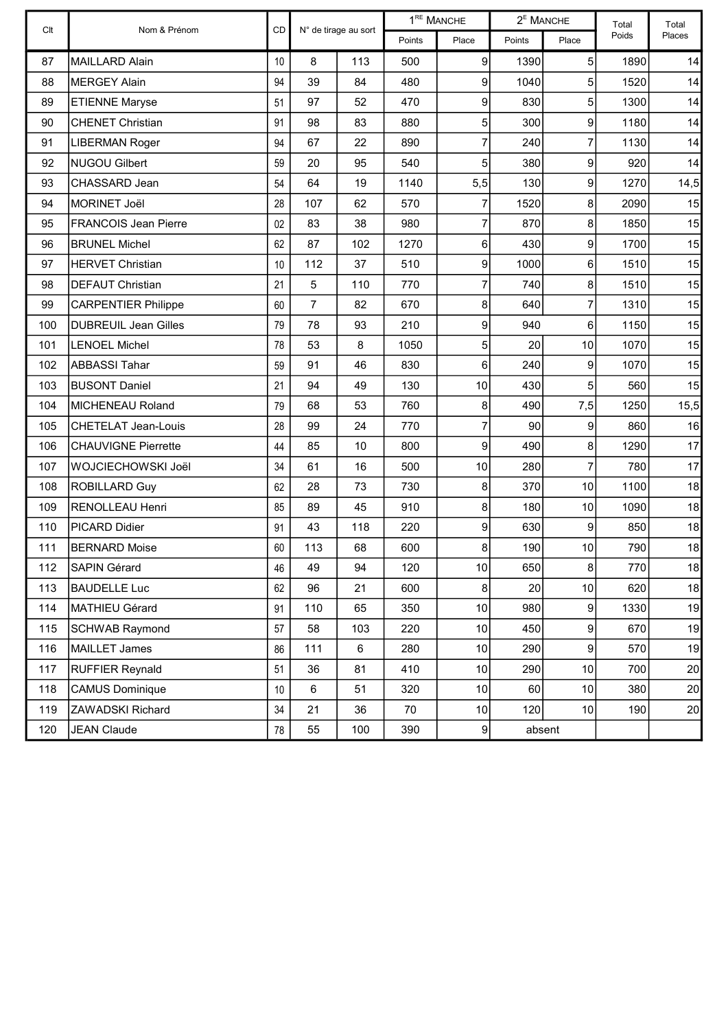| Clt | Nom & Prénom | CD | N° de tirage au sort | | 1RE MANCHE | | 2E MANCHE | | Total Poids | Total Places |
|---|---|---|---|---|---|---|---|---|---|---|
| | | | | | Points | Place | Points | Place | | |
| 87 | MAILLARD Alain | 10 | 8 | 113 | 500 | 9 | 1390 | 5 | 1890 | 14 |
| 88 | MERGEY Alain | 94 | 39 | 84 | 480 | 9 | 1040 | 5 | 1520 | 14 |
| 89 | ETIENNE Maryse | 51 | 97 | 52 | 470 | 9 | 830 | 5 | 1300 | 14 |
| 90 | CHENET Christian | 91 | 98 | 83 | 880 | 5 | 300 | 9 | 1180 | 14 |
| 91 | LIBERMAN Roger | 94 | 67 | 22 | 890 | 7 | 240 | 7 | 1130 | 14 |
| 92 | NUGOU Gilbert | 59 | 20 | 95 | 540 | 5 | 380 | 9 | 920 | 14 |
| 93 | CHASSARD Jean | 54 | 64 | 19 | 1140 | 5,5 | 130 | 9 | 1270 | 14,5 |
| 94 | MORINET Joël | 28 | 107 | 62 | 570 | 7 | 1520 | 8 | 2090 | 15 |
| 95 | FRANCOIS Jean Pierre | 02 | 83 | 38 | 980 | 7 | 870 | 8 | 1850 | 15 |
| 96 | BRUNEL Michel | 62 | 87 | 102 | 1270 | 6 | 430 | 9 | 1700 | 15 |
| 97 | HERVET Christian | 10 | 112 | 37 | 510 | 9 | 1000 | 6 | 1510 | 15 |
| 98 | DEFAUT Christian | 21 | 5 | 110 | 770 | 7 | 740 | 8 | 1510 | 15 |
| 99 | CARPENTIER Philippe | 60 | 7 | 82 | 670 | 8 | 640 | 7 | 1310 | 15 |
| 100 | DUBREUIL Jean Gilles | 79 | 78 | 93 | 210 | 9 | 940 | 6 | 1150 | 15 |
| 101 | LENOEL Michel | 78 | 53 | 8 | 1050 | 5 | 20 | 10 | 1070 | 15 |
| 102 | ABBASSI Tahar | 59 | 91 | 46 | 830 | 6 | 240 | 9 | 1070 | 15 |
| 103 | BUSONT Daniel | 21 | 94 | 49 | 130 | 10 | 430 | 5 | 560 | 15 |
| 104 | MICHENEAU Roland | 79 | 68 | 53 | 760 | 8 | 490 | 7,5 | 1250 | 15,5 |
| 105 | CHETELAT Jean-Louis | 28 | 99 | 24 | 770 | 7 | 90 | 9 | 860 | 16 |
| 106 | CHAUVIGNE Pierrette | 44 | 85 | 10 | 800 | 9 | 490 | 8 | 1290 | 17 |
| 107 | WOJCIECHOWSKI Joël | 34 | 61 | 16 | 500 | 10 | 280 | 7 | 780 | 17 |
| 108 | ROBILLARD Guy | 62 | 28 | 73 | 730 | 8 | 370 | 10 | 1100 | 18 |
| 109 | RENOLLEAU Henri | 85 | 89 | 45 | 910 | 8 | 180 | 10 | 1090 | 18 |
| 110 | PICARD Didier | 91 | 43 | 118 | 220 | 9 | 630 | 9 | 850 | 18 |
| 111 | BERNARD Moise | 60 | 113 | 68 | 600 | 8 | 190 | 10 | 790 | 18 |
| 112 | SAPIN Gérard | 46 | 49 | 94 | 120 | 10 | 650 | 8 | 770 | 18 |
| 113 | BAUDELLE Luc | 62 | 96 | 21 | 600 | 8 | 20 | 10 | 620 | 18 |
| 114 | MATHIEU Gérard | 91 | 110 | 65 | 350 | 10 | 980 | 9 | 1330 | 19 |
| 115 | SCHWAB Raymond | 57 | 58 | 103 | 220 | 10 | 450 | 9 | 670 | 19 |
| 116 | MAILLET James | 86 | 111 | 6 | 280 | 10 | 290 | 9 | 570 | 19 |
| 117 | RUFFIER Reynald | 51 | 36 | 81 | 410 | 10 | 290 | 10 | 700 | 20 |
| 118 | CAMUS Dominique | 10 | 6 | 51 | 320 | 10 | 60 | 10 | 380 | 20 |
| 119 | ZAWADSKI Richard | 34 | 21 | 36 | 70 | 10 | 120 | 10 | 190 | 20 |
| 120 | JEAN Claude | 78 | 55 | 100 | 390 | 9 | absent | | | |